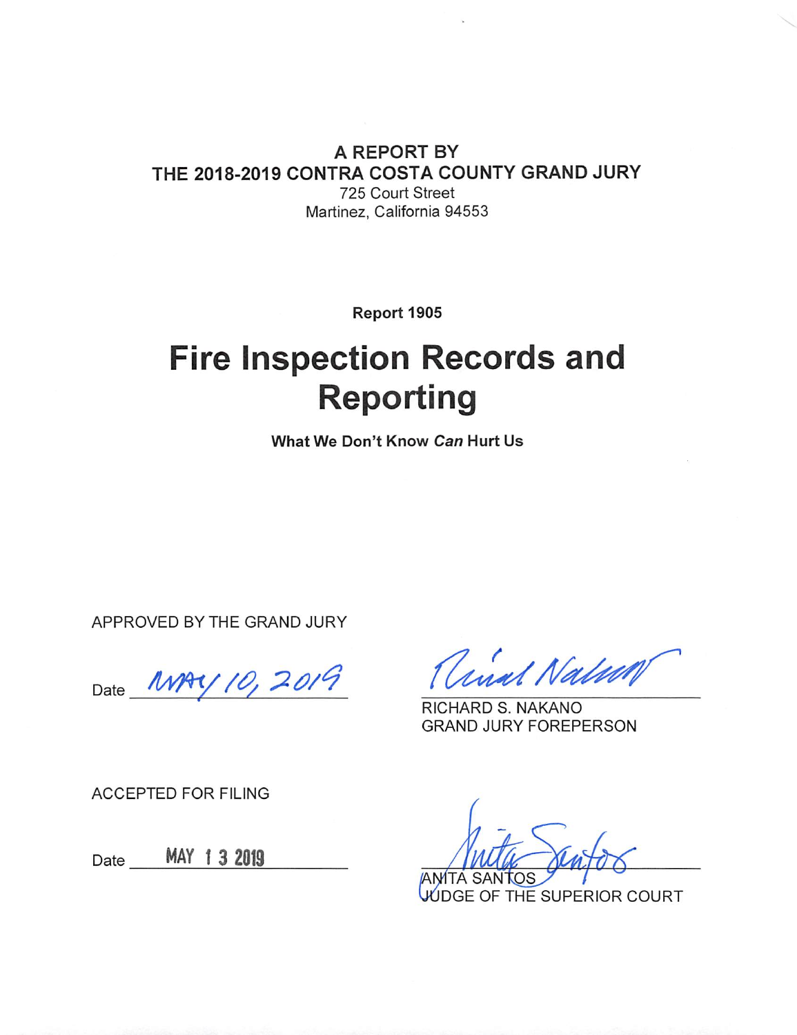**A REPORT BY**
**THE 2018-2019 CONTRA COSTA COUNTY GRAND JURY**
725 Court Street
Martinez, California 94553

**Report 1905**

# Fire Inspection Records and Reporting

**What We Don't Know *Can* Hurt Us**

APPROVED BY THE GRAND JURY

Date MAY 10, 2019

RICHARD S. NAKANO
GRAND JURY FOREPERSON

ACCEPTED FOR FILING

Date MAY 13 2019

ANITA SANTOS
JUDGE OF THE SUPERIOR COURT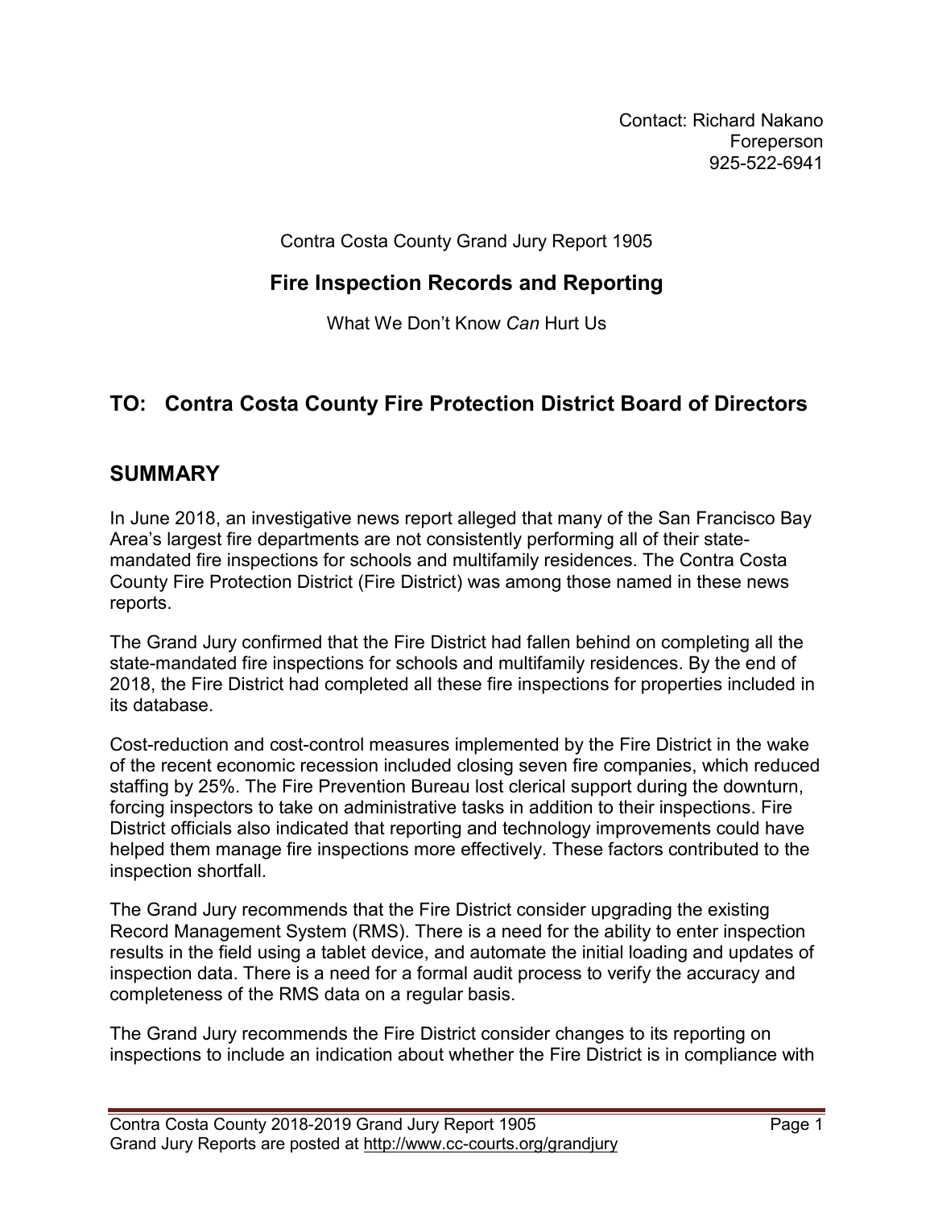Contact: Richard Nakano
Foreperson
925-522-6941

Contra Costa County Grand Jury Report 1905

## Fire Inspection Records and Reporting

What We Don't Know *Can* Hurt Us

## TO: Contra Costa County Fire Protection District Board of Directors

## SUMMARY

In June 2018, an investigative news report alleged that many of the San Francisco Bay Area's largest fire departments are not consistently performing all of their state-mandated fire inspections for schools and multifamily residences. The Contra Costa County Fire Protection District (Fire District) was among those named in these news reports.

The Grand Jury confirmed that the Fire District had fallen behind on completing all the state-mandated fire inspections for schools and multifamily residences. By the end of 2018, the Fire District had completed all these fire inspections for properties included in its database.

Cost-reduction and cost-control measures implemented by the Fire District in the wake of the recent economic recession included closing seven fire companies, which reduced staffing by 25%. The Fire Prevention Bureau lost clerical support during the downturn, forcing inspectors to take on administrative tasks in addition to their inspections. Fire District officials also indicated that reporting and technology improvements could have helped them manage fire inspections more effectively. These factors contributed to the inspection shortfall.

The Grand Jury recommends that the Fire District consider upgrading the existing Record Management System (RMS). There is a need for the ability to enter inspection results in the field using a tablet device, and automate the initial loading and updates of inspection data. There is a need for a formal audit process to verify the accuracy and completeness of the RMS data on a regular basis.

The Grand Jury recommends the Fire District consider changes to its reporting on inspections to include an indication about whether the Fire District is in compliance with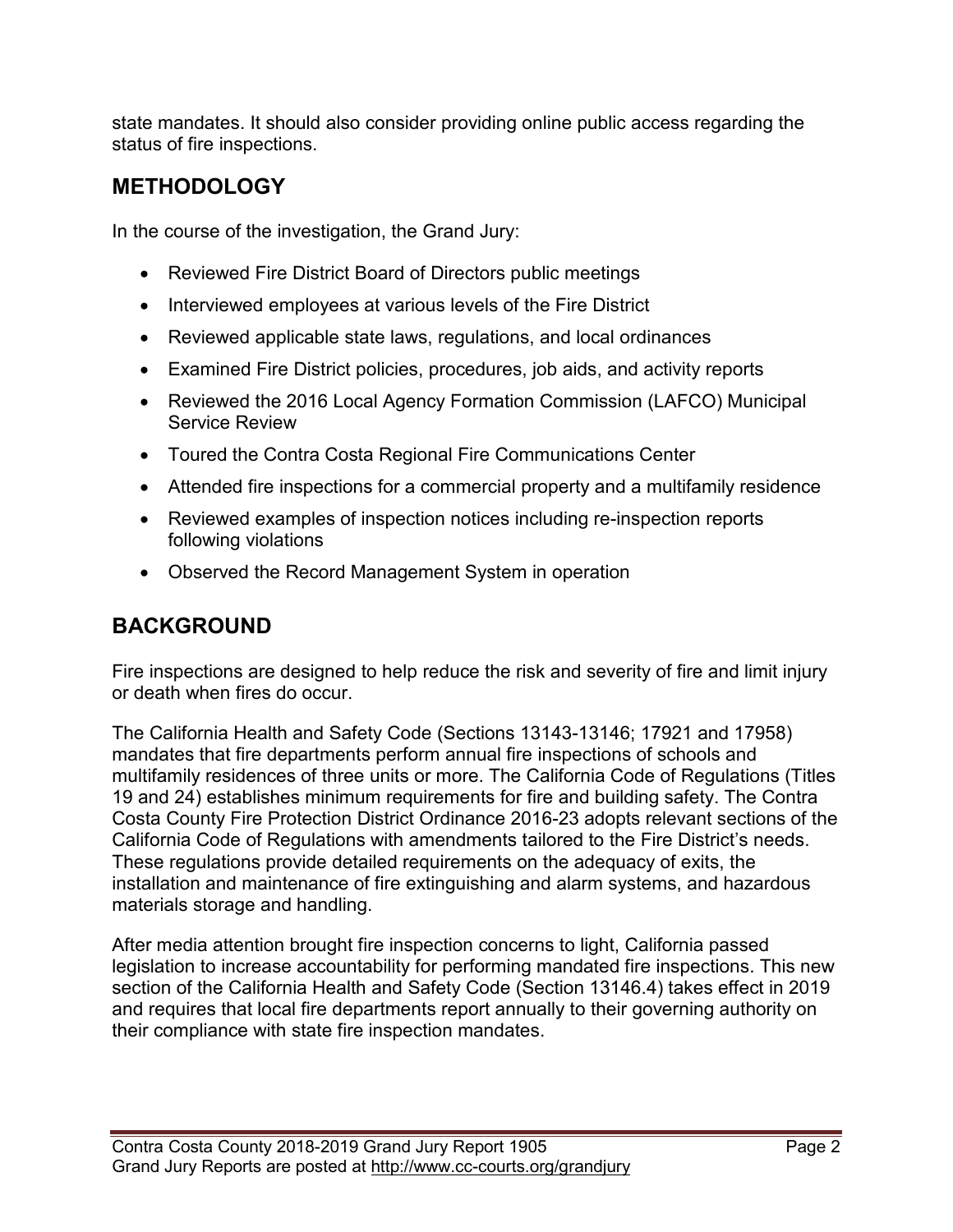state mandates. It should also consider providing online public access regarding the status of fire inspections.

## METHODOLOGY

In the course of the investigation, the Grand Jury:

- Reviewed Fire District Board of Directors public meetings
- Interviewed employees at various levels of the Fire District
- Reviewed applicable state laws, regulations, and local ordinances
- Examined Fire District policies, procedures, job aids, and activity reports
- Reviewed the 2016 Local Agency Formation Commission (LAFCO) Municipal Service Review
- Toured the Contra Costa Regional Fire Communications Center
- Attended fire inspections for a commercial property and a multifamily residence
- Reviewed examples of inspection notices including re-inspection reports following violations
- Observed the Record Management System in operation

## BACKGROUND

Fire inspections are designed to help reduce the risk and severity of fire and limit injury or death when fires do occur.

The California Health and Safety Code (Sections 13143-13146; 17921 and 17958) mandates that fire departments perform annual fire inspections of schools and multifamily residences of three units or more. The California Code of Regulations (Titles 19 and 24) establishes minimum requirements for fire and building safety. The Contra Costa County Fire Protection District Ordinance 2016-23 adopts relevant sections of the California Code of Regulations with amendments tailored to the Fire District's needs. These regulations provide detailed requirements on the adequacy of exits, the installation and maintenance of fire extinguishing and alarm systems, and hazardous materials storage and handling.

After media attention brought fire inspection concerns to light, California passed legislation to increase accountability for performing mandated fire inspections. This new section of the California Health and Safety Code (Section 13146.4) takes effect in 2019 and requires that local fire departments report annually to their governing authority on their compliance with state fire inspection mandates.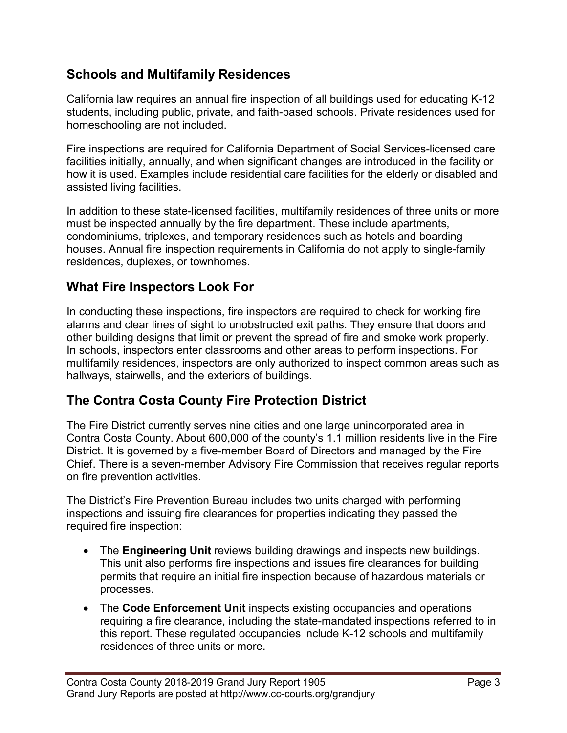## Schools and Multifamily Residences

California law requires an annual fire inspection of all buildings used for educating K-12 students, including public, private, and faith-based schools. Private residences used for homeschooling are not included.

Fire inspections are required for California Department of Social Services-licensed care facilities initially, annually, and when significant changes are introduced in the facility or how it is used. Examples include residential care facilities for the elderly or disabled and assisted living facilities.

In addition to these state-licensed facilities, multifamily residences of three units or more must be inspected annually by the fire department. These include apartments, condominiums, triplexes, and temporary residences such as hotels and boarding houses. Annual fire inspection requirements in California do not apply to single-family residences, duplexes, or townhomes.

## What Fire Inspectors Look For

In conducting these inspections, fire inspectors are required to check for working fire alarms and clear lines of sight to unobstructed exit paths. They ensure that doors and other building designs that limit or prevent the spread of fire and smoke work properly. In schools, inspectors enter classrooms and other areas to perform inspections. For multifamily residences, inspectors are only authorized to inspect common areas such as hallways, stairwells, and the exteriors of buildings.

## The Contra Costa County Fire Protection District

The Fire District currently serves nine cities and one large unincorporated area in Contra Costa County. About 600,000 of the county's 1.1 million residents live in the Fire District. It is governed by a five-member Board of Directors and managed by the Fire Chief. There is a seven-member Advisory Fire Commission that receives regular reports on fire prevention activities.

The District's Fire Prevention Bureau includes two units charged with performing inspections and issuing fire clearances for properties indicating they passed the required fire inspection:

- The **Engineering Unit** reviews building drawings and inspects new buildings. This unit also performs fire inspections and issues fire clearances for building permits that require an initial fire inspection because of hazardous materials or processes.
- The **Code Enforcement Unit** inspects existing occupancies and operations requiring a fire clearance, including the state-mandated inspections referred to in this report. These regulated occupancies include K-12 schools and multifamily residences of three units or more.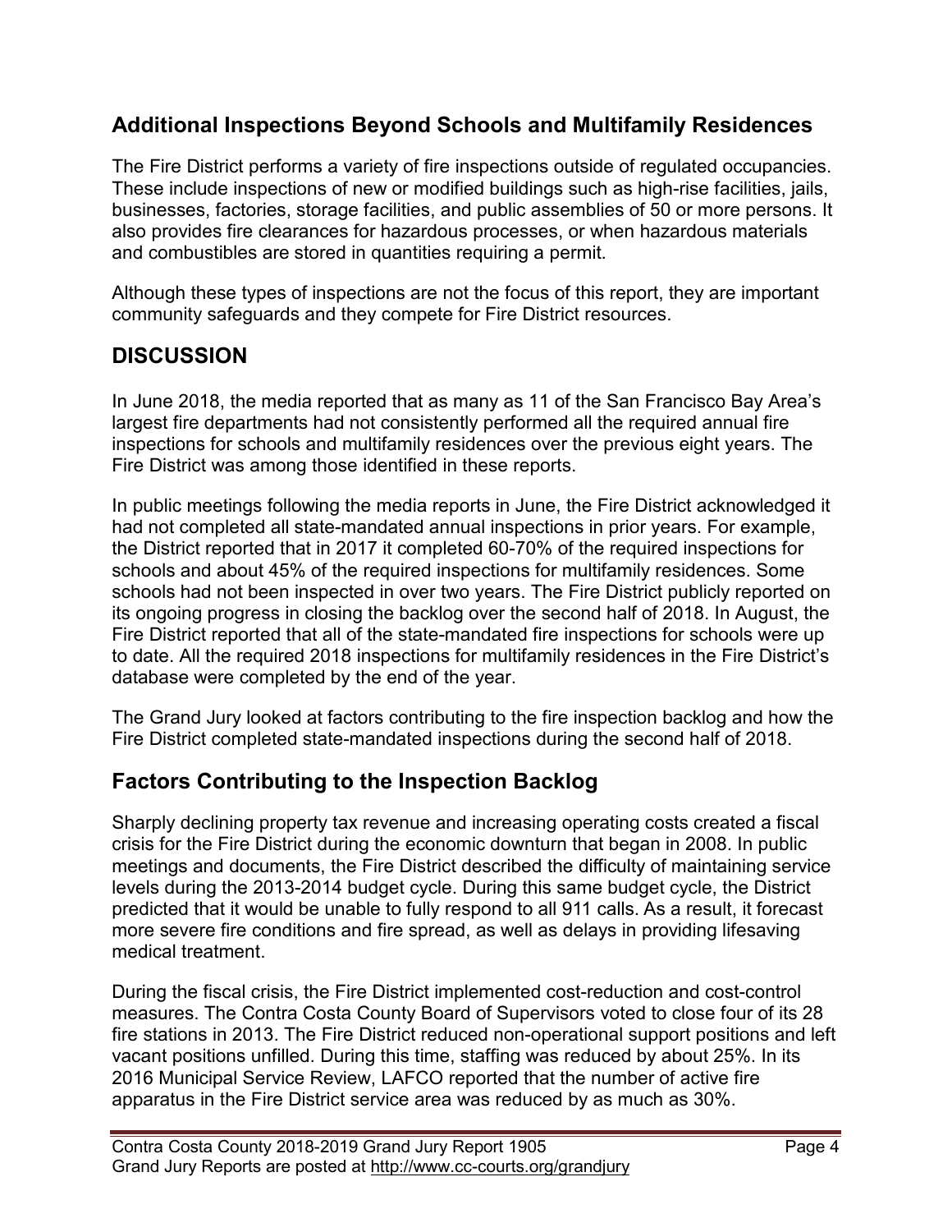## Additional Inspections Beyond Schools and Multifamily Residences

The Fire District performs a variety of fire inspections outside of regulated occupancies. These include inspections of new or modified buildings such as high-rise facilities, jails, businesses, factories, storage facilities, and public assemblies of 50 or more persons. It also provides fire clearances for hazardous processes, or when hazardous materials and combustibles are stored in quantities requiring a permit.

Although these types of inspections are not the focus of this report, they are important community safeguards and they compete for Fire District resources.

# DISCUSSION

In June 2018, the media reported that as many as 11 of the San Francisco Bay Area's largest fire departments had not consistently performed all the required annual fire inspections for schools and multifamily residences over the previous eight years. The Fire District was among those identified in these reports.

In public meetings following the media reports in June, the Fire District acknowledged it had not completed all state-mandated annual inspections in prior years. For example, the District reported that in 2017 it completed 60-70% of the required inspections for schools and about 45% of the required inspections for multifamily residences. Some schools had not been inspected in over two years. The Fire District publicly reported on its ongoing progress in closing the backlog over the second half of 2018. In August, the Fire District reported that all of the state-mandated fire inspections for schools were up to date. All the required 2018 inspections for multifamily residences in the Fire District's database were completed by the end of the year.

The Grand Jury looked at factors contributing to the fire inspection backlog and how the Fire District completed state-mandated inspections during the second half of 2018.

## Factors Contributing to the Inspection Backlog

Sharply declining property tax revenue and increasing operating costs created a fiscal crisis for the Fire District during the economic downturn that began in 2008. In public meetings and documents, the Fire District described the difficulty of maintaining service levels during the 2013-2014 budget cycle. During this same budget cycle, the District predicted that it would be unable to fully respond to all 911 calls. As a result, it forecast more severe fire conditions and fire spread, as well as delays in providing lifesaving medical treatment.

During the fiscal crisis, the Fire District implemented cost-reduction and cost-control measures. The Contra Costa County Board of Supervisors voted to close four of its 28 fire stations in 2013. The Fire District reduced non-operational support positions and left vacant positions unfilled. During this time, staffing was reduced by about 25%. In its 2016 Municipal Service Review, LAFCO reported that the number of active fire apparatus in the Fire District service area was reduced by as much as 30%.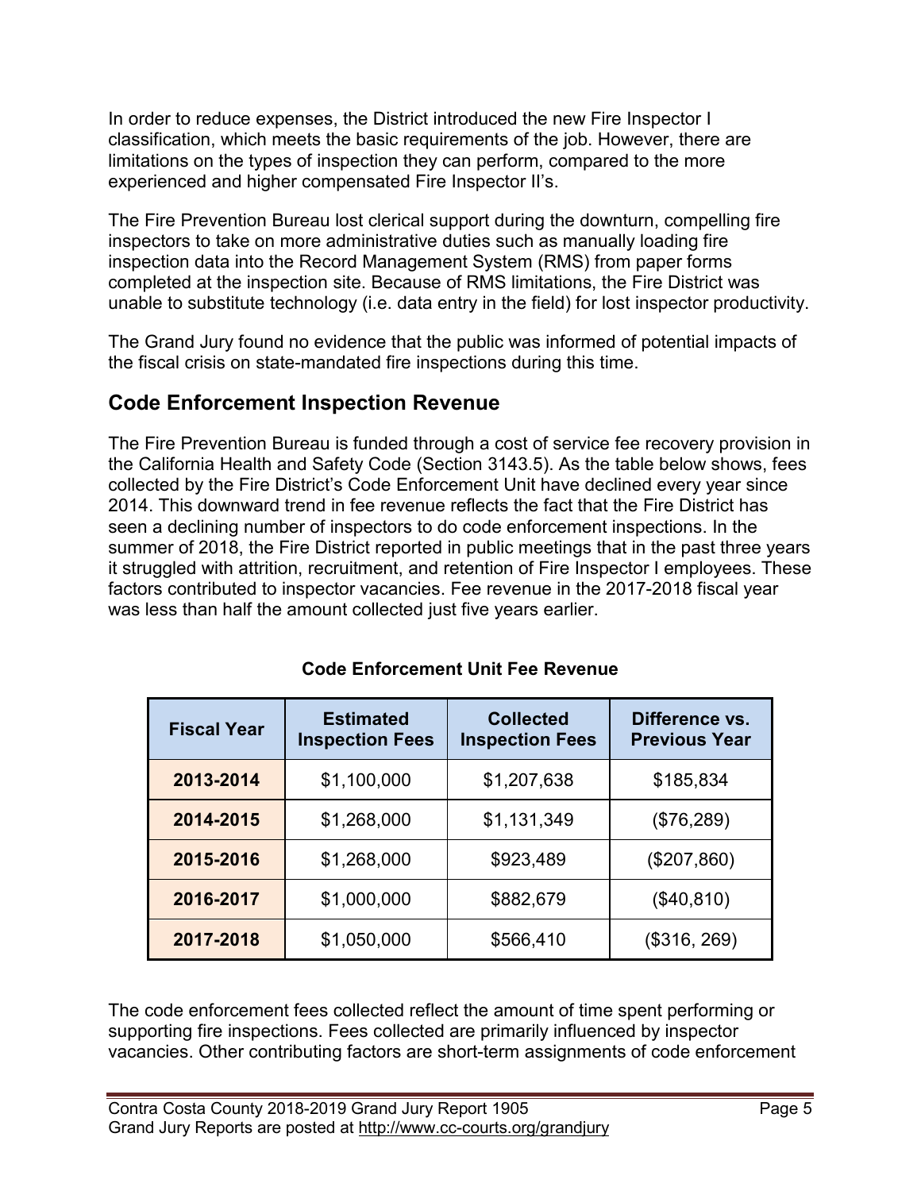In order to reduce expenses, the District introduced the new Fire Inspector I classification, which meets the basic requirements of the job. However, there are limitations on the types of inspection they can perform, compared to the more experienced and higher compensated Fire Inspector II's.

The Fire Prevention Bureau lost clerical support during the downturn, compelling fire inspectors to take on more administrative duties such as manually loading fire inspection data into the Record Management System (RMS) from paper forms completed at the inspection site. Because of RMS limitations, the Fire District was unable to substitute technology (i.e. data entry in the field) for lost inspector productivity.

The Grand Jury found no evidence that the public was informed of potential impacts of the fiscal crisis on state-mandated fire inspections during this time.

## Code Enforcement Inspection Revenue

The Fire Prevention Bureau is funded through a cost of service fee recovery provision in the California Health and Safety Code (Section 3143.5). As the table below shows, fees collected by the Fire District's Code Enforcement Unit have declined every year since 2014. This downward trend in fee revenue reflects the fact that the Fire District has seen a declining number of inspectors to do code enforcement inspections. In the summer of 2018, the Fire District reported in public meetings that in the past three years it struggled with attrition, recruitment, and retention of Fire Inspector I employees. These factors contributed to inspector vacancies. Fee revenue in the 2017-2018 fiscal year was less than half the amount collected just five years earlier.

**Code Enforcement Unit Fee Revenue**

| Fiscal Year | Estimated Inspection Fees | Collected Inspection Fees | Difference vs. Previous Year |
|---|---|---|---|
| **2013-2014** | $1,100,000 | $1,207,638 | $185,834 |
| **2014-2015** | $1,268,000 | $1,131,349 | ($76,289) |
| **2015-2016** | $1,268,000 | $923,489 | ($207,860) |
| **2016-2017** | $1,000,000 | $882,679 | ($40,810) |
| **2017-2018** | $1,050,000 | $566,410 | ($316, 269) |

The code enforcement fees collected reflect the amount of time spent performing or supporting fire inspections. Fees collected are primarily influenced by inspector vacancies. Other contributing factors are short-term assignments of code enforcement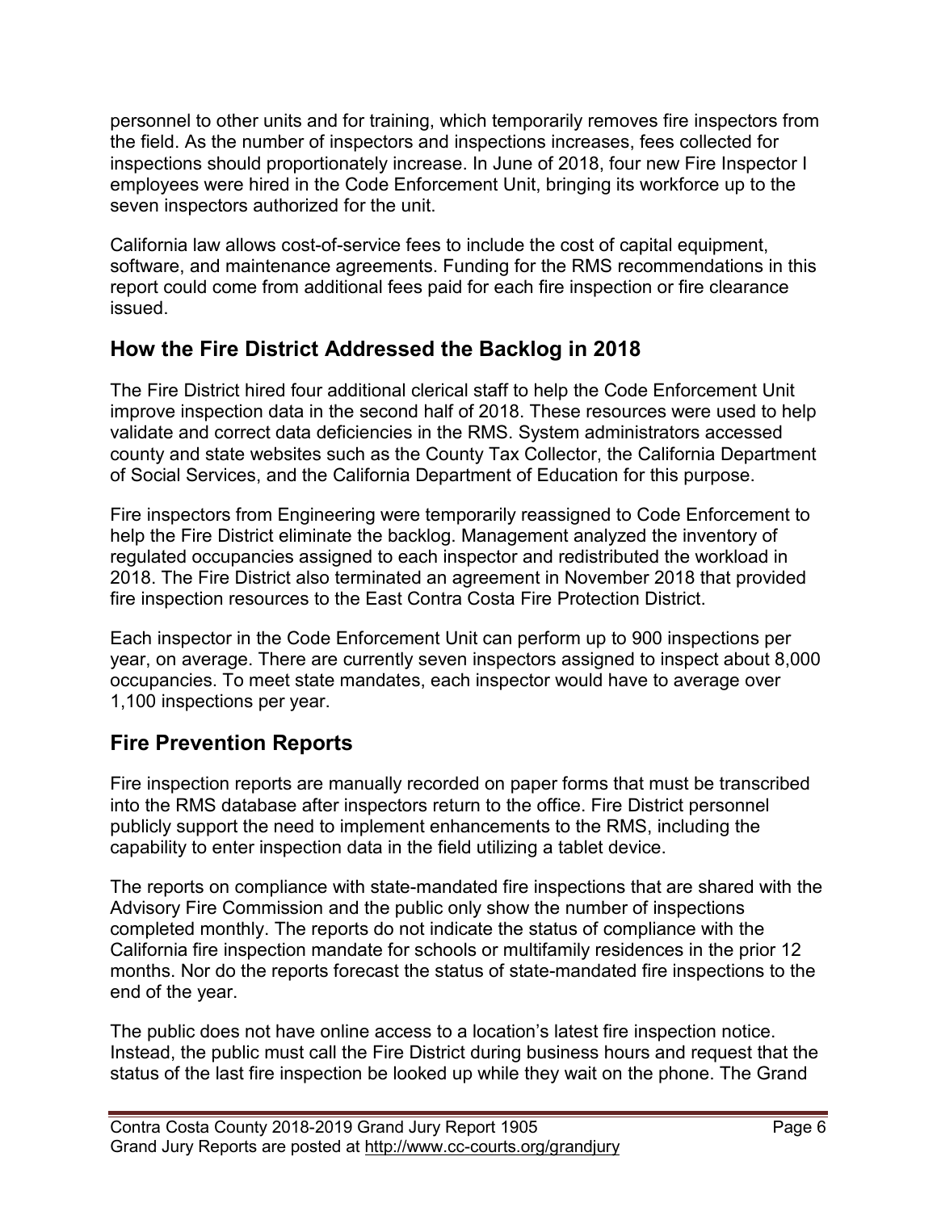personnel to other units and for training, which temporarily removes fire inspectors from the field. As the number of inspectors and inspections increases, fees collected for inspections should proportionately increase. In June of 2018, four new Fire Inspector I employees were hired in the Code Enforcement Unit, bringing its workforce up to the seven inspectors authorized for the unit.

California law allows cost-of-service fees to include the cost of capital equipment, software, and maintenance agreements. Funding for the RMS recommendations in this report could come from additional fees paid for each fire inspection or fire clearance issued.

## How the Fire District Addressed the Backlog in 2018

The Fire District hired four additional clerical staff to help the Code Enforcement Unit improve inspection data in the second half of 2018. These resources were used to help validate and correct data deficiencies in the RMS. System administrators accessed county and state websites such as the County Tax Collector, the California Department of Social Services, and the California Department of Education for this purpose.

Fire inspectors from Engineering were temporarily reassigned to Code Enforcement to help the Fire District eliminate the backlog. Management analyzed the inventory of regulated occupancies assigned to each inspector and redistributed the workload in 2018. The Fire District also terminated an agreement in November 2018 that provided fire inspection resources to the East Contra Costa Fire Protection District.

Each inspector in the Code Enforcement Unit can perform up to 900 inspections per year, on average. There are currently seven inspectors assigned to inspect about 8,000 occupancies. To meet state mandates, each inspector would have to average over 1,100 inspections per year.

## Fire Prevention Reports

Fire inspection reports are manually recorded on paper forms that must be transcribed into the RMS database after inspectors return to the office. Fire District personnel publicly support the need to implement enhancements to the RMS, including the capability to enter inspection data in the field utilizing a tablet device.

The reports on compliance with state-mandated fire inspections that are shared with the Advisory Fire Commission and the public only show the number of inspections completed monthly. The reports do not indicate the status of compliance with the California fire inspection mandate for schools or multifamily residences in the prior 12 months. Nor do the reports forecast the status of state-mandated fire inspections to the end of the year.

The public does not have online access to a location's latest fire inspection notice. Instead, the public must call the Fire District during business hours and request that the status of the last fire inspection be looked up while they wait on the phone. The Grand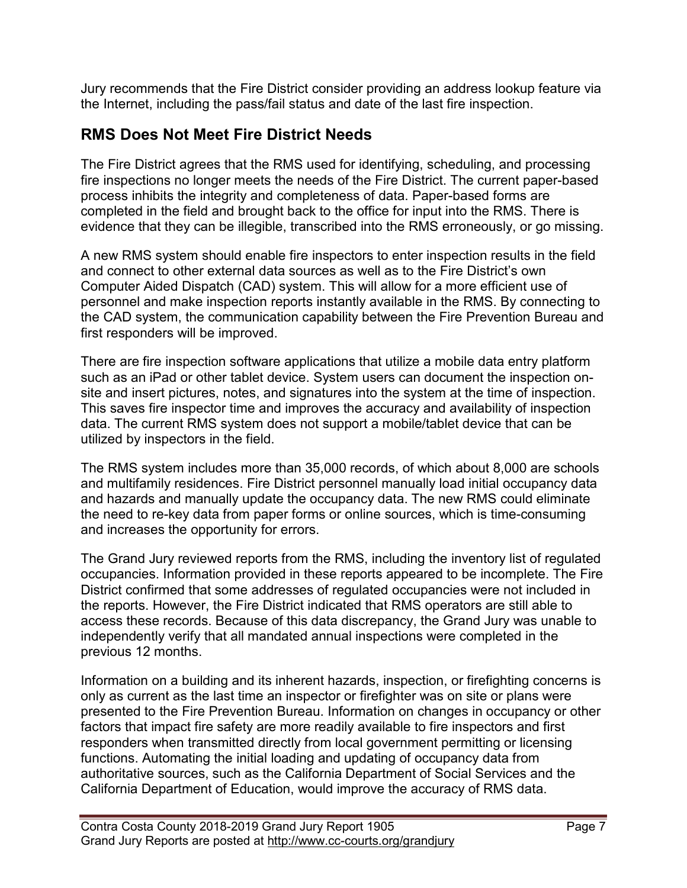Jury recommends that the Fire District consider providing an address lookup feature via the Internet, including the pass/fail status and date of the last fire inspection.

## RMS Does Not Meet Fire District Needs

The Fire District agrees that the RMS used for identifying, scheduling, and processing fire inspections no longer meets the needs of the Fire District. The current paper-based process inhibits the integrity and completeness of data. Paper-based forms are completed in the field and brought back to the office for input into the RMS. There is evidence that they can be illegible, transcribed into the RMS erroneously, or go missing.

A new RMS system should enable fire inspectors to enter inspection results in the field and connect to other external data sources as well as to the Fire District's own Computer Aided Dispatch (CAD) system. This will allow for a more efficient use of personnel and make inspection reports instantly available in the RMS. By connecting to the CAD system, the communication capability between the Fire Prevention Bureau and first responders will be improved.

There are fire inspection software applications that utilize a mobile data entry platform such as an iPad or other tablet device. System users can document the inspection on-site and insert pictures, notes, and signatures into the system at the time of inspection. This saves fire inspector time and improves the accuracy and availability of inspection data. The current RMS system does not support a mobile/tablet device that can be utilized by inspectors in the field.

The RMS system includes more than 35,000 records, of which about 8,000 are schools and multifamily residences. Fire District personnel manually load initial occupancy data and hazards and manually update the occupancy data. The new RMS could eliminate the need to re-key data from paper forms or online sources, which is time-consuming and increases the opportunity for errors.

The Grand Jury reviewed reports from the RMS, including the inventory list of regulated occupancies. Information provided in these reports appeared to be incomplete. The Fire District confirmed that some addresses of regulated occupancies were not included in the reports. However, the Fire District indicated that RMS operators are still able to access these records. Because of this data discrepancy, the Grand Jury was unable to independently verify that all mandated annual inspections were completed in the previous 12 months.

Information on a building and its inherent hazards, inspection, or firefighting concerns is only as current as the last time an inspector or firefighter was on site or plans were presented to the Fire Prevention Bureau. Information on changes in occupancy or other factors that impact fire safety are more readily available to fire inspectors and first responders when transmitted directly from local government permitting or licensing functions. Automating the initial loading and updating of occupancy data from authoritative sources, such as the California Department of Social Services and the California Department of Education, would improve the accuracy of RMS data.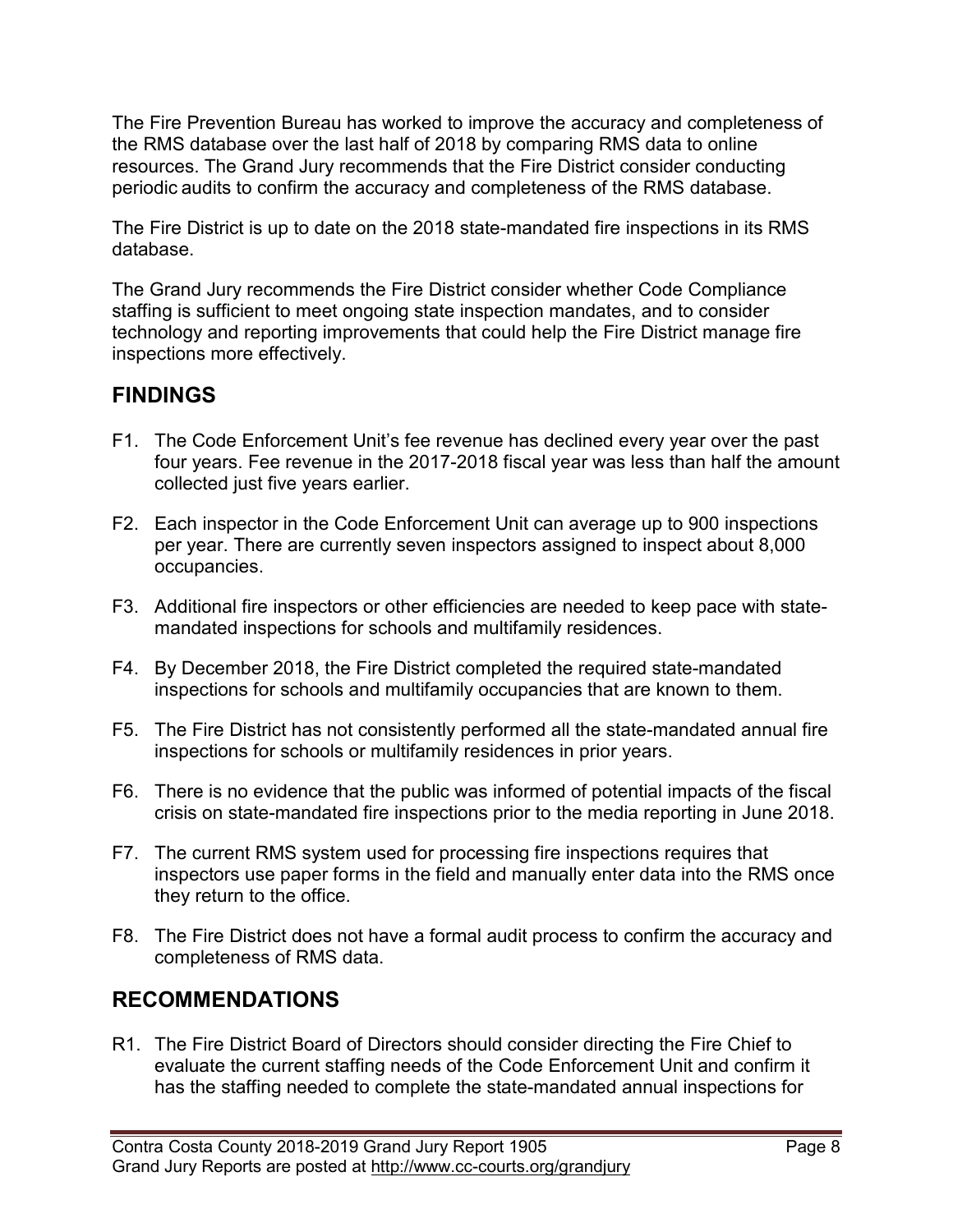The Fire Prevention Bureau has worked to improve the accuracy and completeness of the RMS database over the last half of 2018 by comparing RMS data to online resources. The Grand Jury recommends that the Fire District consider conducting periodic audits to confirm the accuracy and completeness of the RMS database.

The Fire District is up to date on the 2018 state-mandated fire inspections in its RMS database.

The Grand Jury recommends the Fire District consider whether Code Compliance staffing is sufficient to meet ongoing state inspection mandates, and to consider technology and reporting improvements that could help the Fire District manage fire inspections more effectively.

## FINDINGS

F1. The Code Enforcement Unit's fee revenue has declined every year over the past four years. Fee revenue in the 2017-2018 fiscal year was less than half the amount collected just five years earlier.

F2. Each inspector in the Code Enforcement Unit can average up to 900 inspections per year. There are currently seven inspectors assigned to inspect about 8,000 occupancies.

F3. Additional fire inspectors or other efficiencies are needed to keep pace with state-mandated inspections for schools and multifamily residences.

F4. By December 2018, the Fire District completed the required state-mandated inspections for schools and multifamily occupancies that are known to them.

F5. The Fire District has not consistently performed all the state-mandated annual fire inspections for schools or multifamily residences in prior years.

F6. There is no evidence that the public was informed of potential impacts of the fiscal crisis on state-mandated fire inspections prior to the media reporting in June 2018.

F7. The current RMS system used for processing fire inspections requires that inspectors use paper forms in the field and manually enter data into the RMS once they return to the office.

F8. The Fire District does not have a formal audit process to confirm the accuracy and completeness of RMS data.

## RECOMMENDATIONS

R1. The Fire District Board of Directors should consider directing the Fire Chief to evaluate the current staffing needs of the Code Enforcement Unit and confirm it has the staffing needed to complete the state-mandated annual inspections for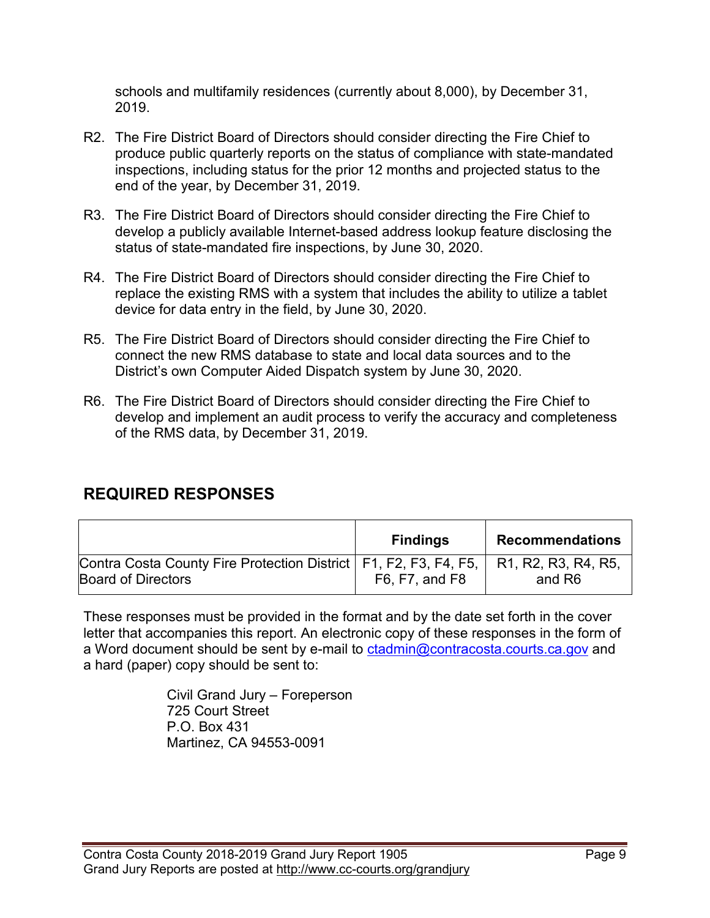schools and multifamily residences (currently about 8,000), by December 31, 2019.

R2. The Fire District Board of Directors should consider directing the Fire Chief to produce public quarterly reports on the status of compliance with state-mandated inspections, including status for the prior 12 months and projected status to the end of the year, by December 31, 2019.

R3. The Fire District Board of Directors should consider directing the Fire Chief to develop a publicly available Internet-based address lookup feature disclosing the status of state-mandated fire inspections, by June 30, 2020.

R4. The Fire District Board of Directors should consider directing the Fire Chief to replace the existing RMS with a system that includes the ability to utilize a tablet device for data entry in the field, by June 30, 2020.

R5. The Fire District Board of Directors should consider directing the Fire Chief to connect the new RMS database to state and local data sources and to the District's own Computer Aided Dispatch system by June 30, 2020.

R6. The Fire District Board of Directors should consider directing the Fire Chief to develop and implement an audit process to verify the accuracy and completeness of the RMS data, by December 31, 2019.

## REQUIRED RESPONSES

| | Findings | Recommendations |
|---|---|---|
| Contra Costa County Fire Protection District Board of Directors | F1, F2, F3, F4, F5, F6, F7, and F8 | R1, R2, R3, R4, R5, and R6 |

These responses must be provided in the format and by the date set forth in the cover letter that accompanies this report. An electronic copy of these responses in the form of a Word document should be sent by e-mail to ctadmin@contracosta.courts.ca.gov and a hard (paper) copy should be sent to:

Civil Grand Jury – Foreperson
725 Court Street
P.O. Box 431
Martinez, CA 94553-0091